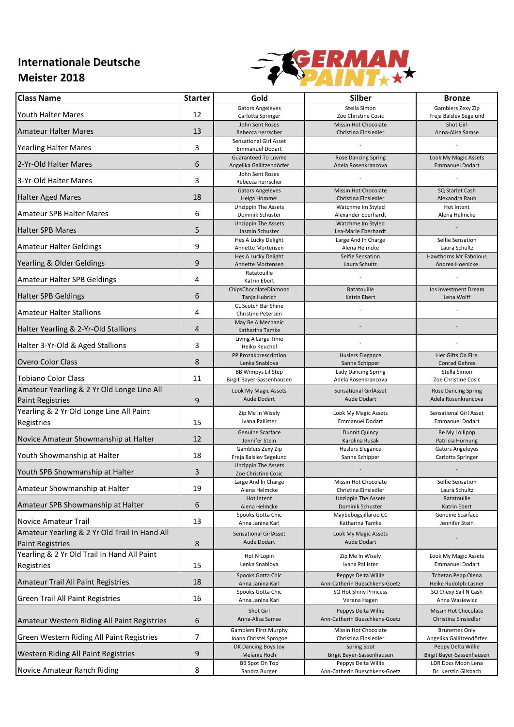# Internationale Deutsche Meister 2018

GERMAN PAINT

| Class Name | Starter | Gold | Silber | Bronze |
|---|---|---|---|---|
| Youth Halter Mares | 12 | Gators Angeleyes<br>Carlotta Springer | Stella Simon<br>Zoe Christine Cosic | Gamblers Zexy Zip<br>Freja Balslev Segelund |
| Amateur Halter Mares | 13 | John Sent Roses<br>Rebecca herrscher | Missin Hot Chocolate<br>Christina Einsiedler | Shot Girl<br>Anna-Alisa Samse |
| Yearling Halter Mares | 3 | Sensational Girl Asset<br>Emmanuel Dodart | - | - |
| 2-Yr-Old Halter Mares | 6 | Guaranteed To Luvme<br>Angelika Gallitzendörfer | Rose Dancing Spring<br>Adela Rosenkrancova | Look My Magic Assets<br>Emmanuel Dodart |
| 3-Yr-Old Halter Mares | 3 | John Sent Roses<br>Rebecca herrscher | - | - |
| Halter Aged Mares | 18 | Gators Angeleyes<br>Helga Hommel | Missin Hot Chocolate<br>Christina Einsiedler | SQ Starlet Cash<br>Alexandra Rauh |
| Amateur SPB Halter Mares | 6 | Unzippin The Assets<br>Dominik Schuster | Watchme Im Styled<br>Alexander Eberhardt | Hot Intent<br>Alena Helmcke |
| Halter SPB Mares | 5 | Unzippin The Assets<br>Jasmin Schuster | Watchme Im Styled<br>Lea-Marie Eberhardt | - |
| Amateur Halter Geldings | 9 | Hes A Lucky Delight<br>Annette Mortensen | Large And In Charge<br>Alena Helmcke | Selfie Sensation<br>Laura Schultz |
| Yearling & Older Geldings | 9 | Hes A Lucky Delight<br>Annette Mortensen | Selfie Sensation<br>Laura Schultz | Hawthorns Mr Fabolous<br>Andrea Hoenicke |
| Amateur Halter SPB Geldings | 4 | Ratatouille<br>Katrin Ebert | - | - |
| Halter SPB Geldings | 6 | ChipsChocolateDiamond<br>Tanja Hubrich | Ratatouille<br>Katrin Ebert | Jos Investment Dream<br>Lena Wolff |
| Amateur Halter Stallions | 4 | CL Scotch Bar Shine<br>Christine Petersen | - | - |
| Halter Yearling & 2-Yr-Old Stallions | 4 | May Be A Mechanic<br>Katharina Tamke | - | - |
| Halter 3-Yr-Old & Aged Stallions | 3 | Living A Large Time<br>Heiko Keuchel | - | - |
| Overo Color Class | 8 | PP Prozakprescription<br>Lenka Snablova | Huslers Elegance<br>Sanne Schipper | Her Gifts On Fire<br>Conrad Gehres |
| Tobiano Color Class | 11 | BB Wimpys Lil Step<br>Birgit Bayer-Sassenhausen | Lady Dancing Spring<br>Adela Rosenkrancova | Stella Simon<br>Zoe Christine Cosic |
| Amateur Yearling & 2 Yr Old Longe Line All Paint Registries | 9 | Look My Magic Assets<br>Aude Dodart | Sensational GirlAsset<br>Aude Dodart | Rose Dancing Spring<br>Adela Rosenkrancova |
| Yearling & 2 Yr Old Longe Line All Paint Registries | 15 | Zip Me In Wisely<br>Ivana Pallister | Look My Magic Assets<br>Emmanuel Dodart | Sensational Girl Asset<br>Emmanuel Dodart |
| Novice Amateur Showmanship at Halter | 12 | Genuine Scarface<br>Jennifer Stein | Dunnit Quincy<br>Karolina Rusak | Be My Lollipop<br>Patricia Hornung |
| Youth Showmanship at Halter | 18 | Gamblers Zexy Zip<br>Freja Balslev Segelund | Huslers Elegance<br>Sanne Schipper | Gators Angeleyes<br>Carlotta Springer |
| Youth SPB Showmanship at Halter | 3 | Unzippin The Assets<br>Zoe Christine Cosic | - | - |
| Amateur Showmanship at Halter | 19 | Large And In Charge<br>Alena Helmcke | Missin Hot Chocolate<br>Christina Einsiedler | Selfie Sensation<br>Laura Schultz |
| Amateur SPB Showmanship at Halter | 6 | Hot Intent<br>Alena Helmcke | Unzippin The Assets<br>Dominik Schuster | Ratatouille<br>Katrin Ebert |
| Novice Amateur Trail | 13 | Spooks Gotta Chic<br>Anna Janina Karl | Maybebugsjillaroo CC<br>Katharina Tamke | Genuine Scarface<br>Jennifer Stein |
| Amateur Yearling & 2 Yr Old Trail In Hand All Paint Registries | 8 | Sensational GirlAsset<br>Aude Dodart | Look My Magic Assets<br>Aude Dodart | - |
| Yearling & 2 Yr Old Trail In Hand All Paint Registries | 15 | Hot N Lopin<br>Lenka Snablova | Zip Me In Wisely<br>Ivana Pallister | Look My Magic Assets<br>Emmanuel Dodart |
| Amateur Trail All Paint Registries | 18 | Spooks Gotta Chic<br>Anna Janina Karl | Peppys Delta Willie<br>Ann-Catherin Bueschkens-Goetz | Tchetan Pepp Olena<br>Heike Rudolph-Lasner |
| Green Trail All Paint Registries | 16 | Spooks Gotta Chic<br>Anna Janina Karl | SQ Hot Shiny Princess<br>Verena Hagen | SQ Chexy Sail N Cash<br>Anna Wasiewicz |
| Amateur Western Riding All Paint Registries | 6 | Shot Girl<br>Anna-Alisa Samse | Peppys Delta Willie<br>Ann-Catherin Bueschkens-Goetz | Missin Hot Chocolate<br>Christina Einsiedler |
| Green Western Riding All Paint Registries | 7 | Gamblers First Murphy<br>Joana Christel Sprogoe | Missin Hot Chocolate<br>Christina Einsiedler | Brunettes Only<br>Angelika Gallitzendörfer |
| Western Riding All Paint Registries | 9 | DK Dancing Boys Joy<br>Melanie Roch | Spring Spot<br>Birgit Bayer-Sassenhausen | Peppy Delta Willie<br>Birgit Bayer-Sassenhausen |
| Novice Amateur Ranch Riding | 8 | BB Spot On Top<br>Sandra Burger | Peppys Delta Willie<br>Ann-Catherin Bueschkens-Goetz | LDR Docs Moon Lena<br>Dr. Kerstin Gilsbach |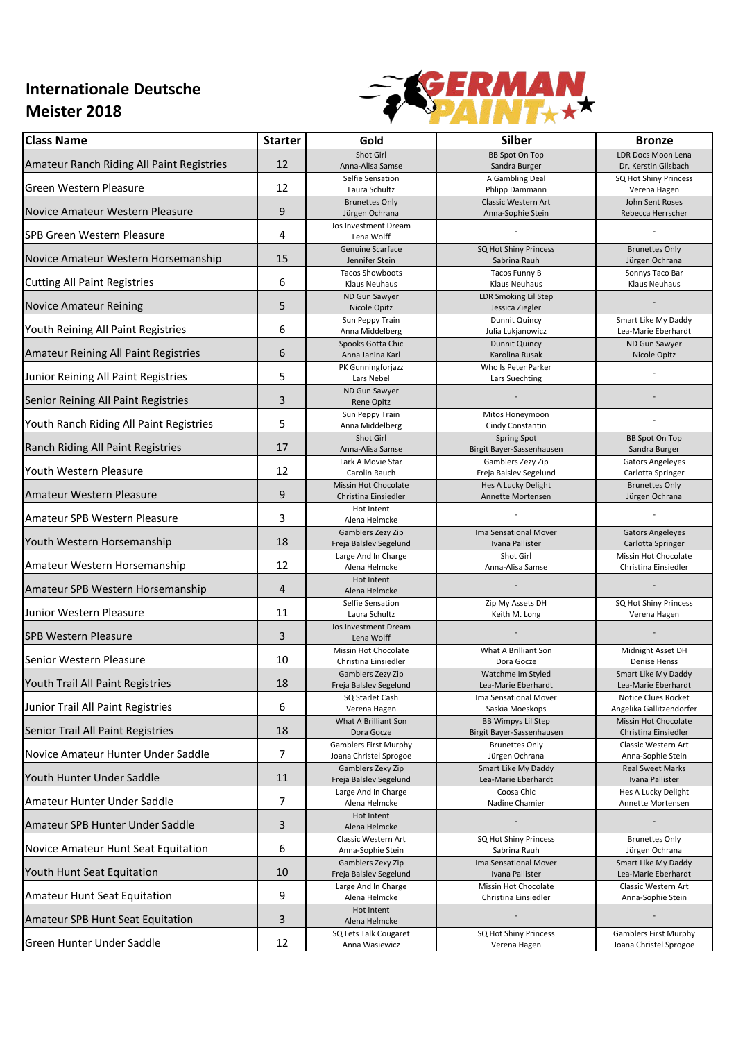## Internationale Deutsche Meister 2018

| Class Name | Starter | Gold | Silber | Bronze |
|---|---|---|---|---|
| Amateur Ranch Riding All Paint Registries | 12 | Shot Girl<br>Anna-Alisa Samse | BB Spot On Top<br>Sandra Burger | LDR Docs Moon Lena<br>Dr. Kerstin Gilsbach |
| Green Western Pleasure | 12 | Selfie Sensation<br>Laura Schultz | A Gambling Deal<br>Phlipp Dammann | SQ Hot Shiny Princess<br>Verena Hagen |
| Novice Amateur Western Pleasure | 9 | Brunettes Only<br>Jürgen Ochrana | Classic Western Art<br>Anna-Sophie Stein | John Sent Roses<br>Rebecca Herrscher |
| SPB Green Western Pleasure | 4 | Jos Investment Dream<br>Lena Wolff | - | - |
| Novice Amateur Western Horsemanship | 15 | Genuine Scarface<br>Jennifer Stein | SQ Hot Shiny Princess<br>Sabrina Rauh | Brunettes Only<br>Jürgen Ochrana |
| Cutting All Paint Registries | 6 | Tacos Showboots<br>Klaus Neuhaus | Tacos Funny B<br>Klaus Neuhaus | Sonnys Taco Bar<br>Klaus Neuhaus |
| Novice Amateur Reining | 5 | ND Gun Sawyer<br>Nicole Opitz | LDR Smoking Lil Step<br>Jessica Ziegler | - |
| Youth Reining All Paint Registries | 6 | Sun Peppy Train<br>Anna Middelberg | Dunnit Quincy<br>Julia Lukjanowicz | Smart Like My Daddy<br>Lea-Marie Eberhardt |
| Amateur Reining All Paint Registries | 6 | Spooks Gotta Chic<br>Anna Janina Karl | Dunnit Quincy<br>Karolina Rusak | ND Gun Sawyer<br>Nicole Opitz |
| Junior Reining All Paint Registries | 5 | PK Gunningforjazz<br>Lars Nebel | Who Is Peter Parker<br>Lars Suechting | - |
| Senior Reining All Paint Registries | 3 | ND Gun Sawyer<br>Rene Opitz | - | - |
| Youth Ranch Riding All Paint Registries | 5 | Sun Peppy Train<br>Anna Middelberg | Mitos Honeymoon<br>Cindy Constantin | - |
| Ranch Riding All Paint Registries | 17 | Shot Girl<br>Anna-Alisa Samse | Spring Spot<br>Birgit Bayer-Sassenhausen | BB Spot On Top<br>Sandra Burger |
| Youth Western Pleasure | 12 | Lark A Movie Star<br>Carolin Rauch | Gamblers Zezy Zip<br>Freja Balslev Segelund | Gators Angeleyes<br>Carlotta Springer |
| Amateur Western Pleasure | 9 | Missin Hot Chocolate<br>Christina Einsiedler | Hes A Lucky Delight<br>Annette Mortensen | Brunettes Only<br>Jürgen Ochrana |
| Amateur SPB Western Pleasure | 3 | Hot Intent<br>Alena Helmcke | - | - |
| Youth Western Horsemanship | 18 | Gamblers Zezy Zip<br>Freja Balslev Segelund | Ima Sensational Mover<br>Ivana Pallister | Gators Angeleyes<br>Carlotta Springer |
| Amateur Western Horsemanship | 12 | Large And In Charge<br>Alena Helmcke | Shot Girl<br>Anna-Alisa Samse | Missin Hot Chocolate<br>Christina Einsiedler |
| Amateur SPB Western Horsemanship | 4 | Hot Intent<br>Alena Helmcke | - | - |
| Junior Western Pleasure | 11 | Selfie Sensation<br>Laura Schultz | Zip My Assets DH<br>Keith M. Long | SQ Hot Shiny Princess<br>Verena Hagen |
| SPB Western Pleasure | 3 | Jos Investment Dream<br>Lena Wolff | - | - |
| Senior Western Pleasure | 10 | Missin Hot Chocolate<br>Christina Einsiedler | What A Brilliant Son<br>Dora Gocze | Midnight Asset DH<br>Denise Henss |
| Youth Trail All Paint Registries | 18 | Gamblers Zezy Zip<br>Freja Balslev Segelund | Watchme Im Styled<br>Lea-Marie Eberhardt | Smart Like My Daddy<br>Lea-Marie Eberhardt |
| Junior Trail All Paint Registries | 6 | SQ Starlet Cash<br>Verena Hagen | Ima Sensational Mover<br>Saskia Moeskops | Notice Clues Rocket<br>Angelika Gallitzendörfer |
| Senior Trail All Paint Registries | 18 | What A Brilliant Son<br>Dora Gocze | BB Wimpys Lil Step<br>Birgit Bayer-Sassenhausen | Missin Hot Chocolate<br>Christina Einsiedler |
| Novice Amateur Hunter Under Saddle | 7 | Gamblers First Murphy<br>Joana Christel Sprogoe | Brunettes Only<br>Jürgen Ochrana | Classic Western Art<br>Anna-Sophie Stein |
| Youth Hunter Under Saddle | 11 | Gamblers Zexy Zip<br>Freja Balslev Segelund | Smart Like My Daddy<br>Lea-Marie Eberhardt | Real Sweet Marks<br>Ivana Pallister |
| Amateur Hunter Under Saddle | 7 | Large And In Charge<br>Alena Helmcke | Coosa Chic<br>Nadine Chamier | Hes A Lucky Delight<br>Annette Mortensen |
| Amateur SPB Hunter Under Saddle | 3 | Hot Intent<br>Alena Helmcke | - | - |
| Novice Amateur Hunt Seat Equitation | 6 | Classic Western Art<br>Anna-Sophie Stein | SQ Hot Shiny Princess<br>Sabrina Rauh | Brunettes Only<br>Jürgen Ochrana |
| Youth Hunt Seat Equitation | 10 | Gamblers Zexy Zip<br>Freja Balslev Segelund | Ima Sensational Mover<br>Ivana Pallister | Smart Like My Daddy<br>Lea-Marie Eberhardt |
| Amateur Hunt Seat Equitation | 9 | Large And In Charge<br>Alena Helmcke | Missin Hot Chocolate<br>Christina Einsiedler | Classic Western Art<br>Anna-Sophie Stein |
| Amateur SPB Hunt Seat Equitation | 3 | Hot Intent<br>Alena Helmcke | - | - |
| Green Hunter Under Saddle | 12 | SQ Lets Talk Cougaret<br>Anna Wasiewicz | SQ Hot Shiny Princess<br>Verena Hagen | Gamblers First Murphy<br>Joana Christel Sprogoe |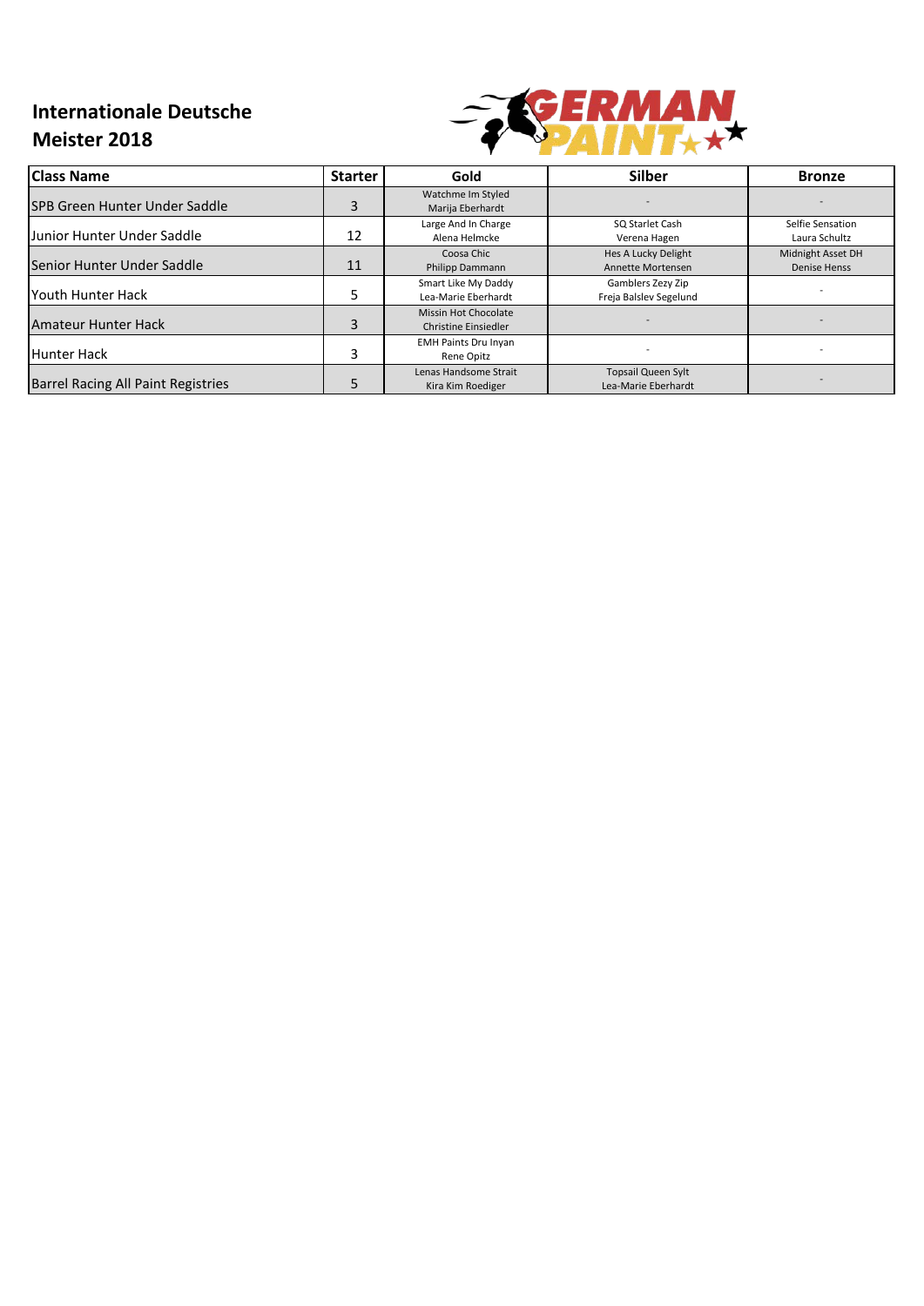# Internationale Deutsche Meister 2018

GERMAN PAINT

| Class Name | Starter | Gold | Silber | Bronze |
|---|---|---|---|---|
| SPB Green Hunter Under Saddle | 3 | Watchme Im Styled Marija Eberhardt | - | - |
| Junior Hunter Under Saddle | 12 | Large And In Charge Alena Helmcke | SQ Starlet Cash Verena Hagen | Selfie Sensation Laura Schultz |
| Senior Hunter Under Saddle | 11 | Coosa Chic Philipp Dammann | Hes A Lucky Delight Annette Mortensen | Midnight Asset DH Denise Henss |
| Youth Hunter Hack | 5 | Smart Like My Daddy Lea-Marie Eberhardt | Gamblers Zezy Zip Freja Balslev Segelund | - |
| Amateur Hunter Hack | 3 | Missin Hot Chocolate Christine Einsiedler | - | - |
| Hunter Hack | 3 | EMH Paints Dru Inyan Rene Opitz | - | - |
| Barrel Racing All Paint Registries | 5 | Lenas Handsome Strait Kira Kim Roediger | Topsail Queen Sylt Lea-Marie Eberhardt | - |